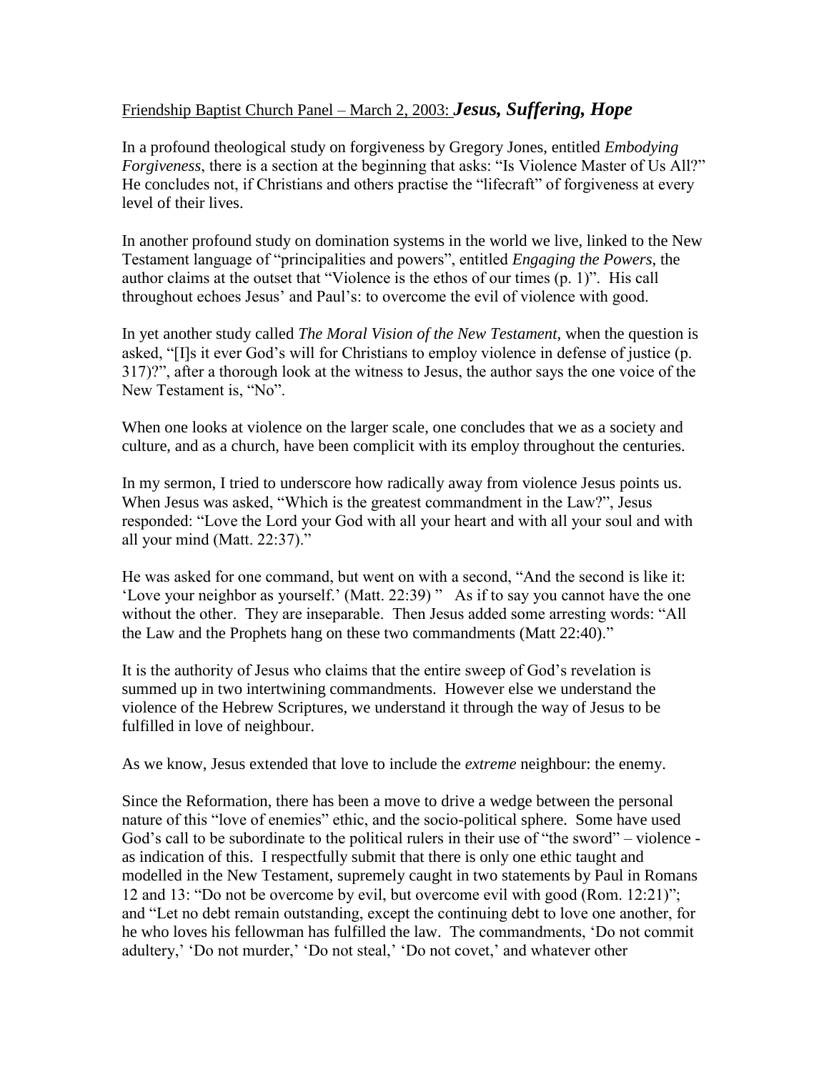Friendship Baptist Church Panel – March 2, 2003: ***Jesus, Suffering, Hope***

In a profound theological study on forgiveness by Gregory Jones, entitled *Embodying Forgiveness*, there is a section at the beginning that asks: "Is Violence Master of Us All?" He concludes not, if Christians and others practise the "lifecraft" of forgiveness at every level of their lives.

In another profound study on domination systems in the world we live, linked to the New Testament language of "principalities and powers", entitled *Engaging the Powers*, the author claims at the outset that "Violence is the ethos of our times (p. 1)". His call throughout echoes Jesus' and Paul's: to overcome the evil of violence with good.

In yet another study called *The Moral Vision of the New Testament*, when the question is asked, "[I]s it ever God's will for Christians to employ violence in defense of justice (p. 317)?", after a thorough look at the witness to Jesus, the author says the one voice of the New Testament is, "No".

When one looks at violence on the larger scale, one concludes that we as a society and culture, and as a church, have been complicit with its employ throughout the centuries.

In my sermon, I tried to underscore how radically away from violence Jesus points us. When Jesus was asked, "Which is the greatest commandment in the Law?", Jesus responded: "Love the Lord your God with all your heart and with all your soul and with all your mind (Matt. 22:37)."

He was asked for one command, but went on with a second, "And the second is like it: 'Love your neighbor as yourself.' (Matt. 22:39) " As if to say you cannot have the one without the other. They are inseparable. Then Jesus added some arresting words: "All the Law and the Prophets hang on these two commandments (Matt 22:40)."

It is the authority of Jesus who claims that the entire sweep of God's revelation is summed up in two intertwining commandments. However else we understand the violence of the Hebrew Scriptures, we understand it through the way of Jesus to be fulfilled in love of neighbour.

As we know, Jesus extended that love to include the *extreme* neighbour: the enemy.

Since the Reformation, there has been a move to drive a wedge between the personal nature of this "love of enemies" ethic, and the socio-political sphere. Some have used God's call to be subordinate to the political rulers in their use of "the sword" – violence - as indication of this. I respectfully submit that there is only one ethic taught and modelled in the New Testament, supremely caught in two statements by Paul in Romans 12 and 13: "Do not be overcome by evil, but overcome evil with good (Rom. 12:21)"; and "Let no debt remain outstanding, except the continuing debt to love one another, for he who loves his fellowman has fulfilled the law. The commandments, 'Do not commit adultery,' 'Do not murder,' 'Do not steal,' 'Do not covet,' and whatever other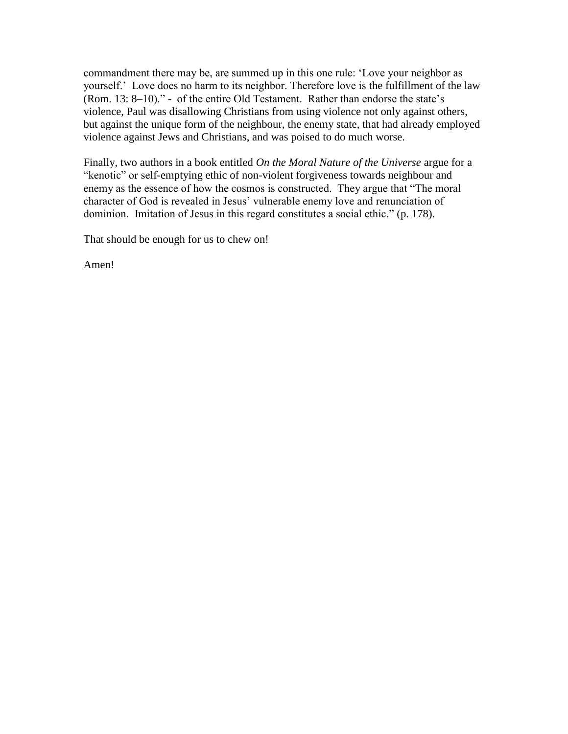commandment there may be, are summed up in this one rule: 'Love your neighbor as yourself.' Love does no harm to its neighbor. Therefore love is the fulfillment of the law (Rom. 13: 8–10)." - of the entire Old Testament. Rather than endorse the state's violence, Paul was disallowing Christians from using violence not only against others, but against the unique form of the neighbour, the enemy state, that had already employed violence against Jews and Christians, and was poised to do much worse.

Finally, two authors in a book entitled *On the Moral Nature of the Universe* argue for a "kenotic" or self-emptying ethic of non-violent forgiveness towards neighbour and enemy as the essence of how the cosmos is constructed. They argue that "The moral character of God is revealed in Jesus' vulnerable enemy love and renunciation of dominion. Imitation of Jesus in this regard constitutes a social ethic." (p. 178).

That should be enough for us to chew on!

Amen!